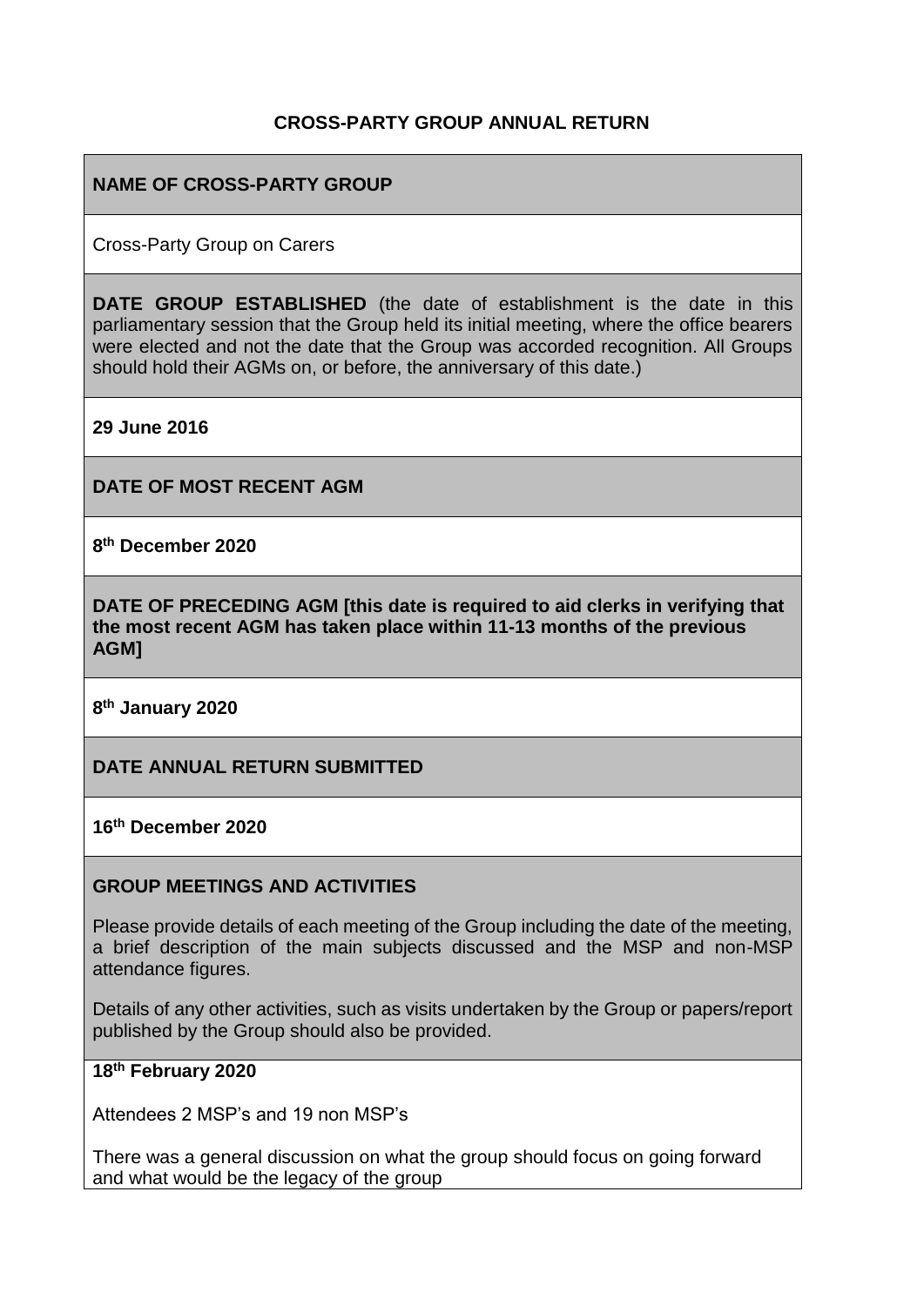# CROSS-PARTY GROUP ANNUAL RETURN

**NAME OF CROSS-PARTY GROUP**

Cross-Party Group on Carers

**DATE GROUP ESTABLISHED** (the date of establishment is the date in this parliamentary session that the Group held its initial meeting, where the office bearers were elected and not the date that the Group was accorded recognition. All Groups should hold their AGMs on, or before, the anniversary of this date.)

**29 June 2016**

**DATE OF MOST RECENT AGM**

**8th December 2020**

**DATE OF PRECEDING AGM [this date is required to aid clerks in verifying that the most recent AGM has taken place within 11-13 months of the previous AGM]**

**8th January 2020**

**DATE ANNUAL RETURN SUBMITTED**

**16th December 2020**

**GROUP MEETINGS AND ACTIVITIES**

Please provide details of each meeting of the Group including the date of the meeting, a brief description of the main subjects discussed and the MSP and non-MSP attendance figures.

Details of any other activities, such as visits undertaken by the Group or papers/report published by the Group should also be provided.

**18th February 2020**

Attendees 2 MSP's and 19 non MSP's

There was a general discussion on what the group should focus on going forward and what would be the legacy of the group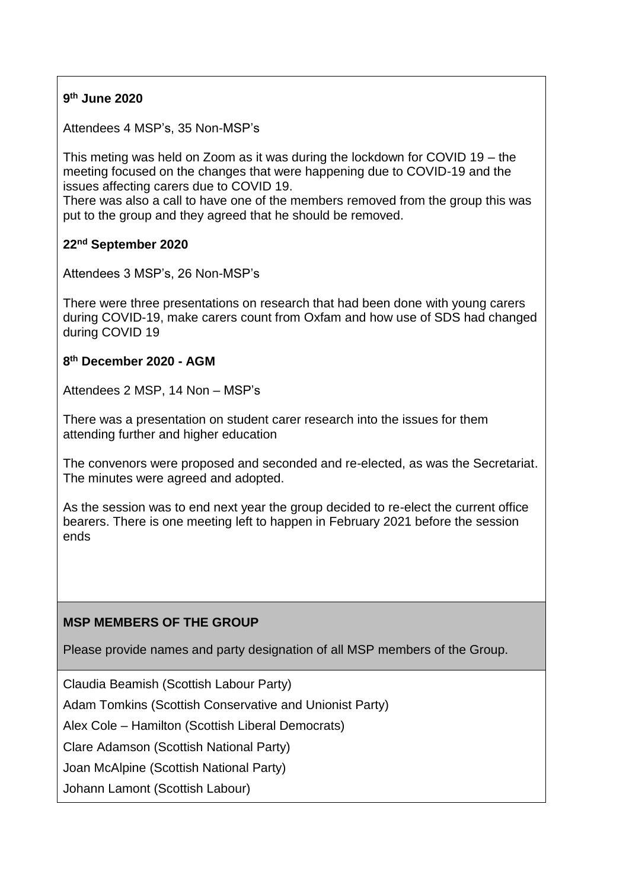**9th June 2020**

Attendees 4 MSP's, 35 Non-MSP's

This meting was held on Zoom as it was during the lockdown for COVID 19 – the meeting focused on the changes that were happening due to COVID-19 and the issues affecting carers due to COVID 19.
There was also a call to have one of the members removed from the group this was put to the group and they agreed that he should be removed.

**22nd September 2020**

Attendees 3 MSP's, 26 Non-MSP's

There were three presentations on research that had been done with young carers during COVID-19, make carers count from Oxfam and how use of SDS had changed during COVID 19

**8th December 2020 - AGM**

Attendees 2 MSP, 14 Non – MSP's

There was a presentation on student carer research into the issues for them attending further and higher education

The convenors were proposed and seconded and re-elected, as was the Secretariat. The minutes were agreed and adopted.

As the session was to end next year the group decided to re-elect the current office bearers. There is one meeting left to happen in February 2021 before the session ends

**MSP MEMBERS OF THE GROUP**

Please provide names and party designation of all MSP members of the Group.

Claudia Beamish (Scottish Labour Party)

Adam Tomkins (Scottish Conservative and Unionist Party)

Alex Cole – Hamilton (Scottish Liberal Democrats)

Clare Adamson (Scottish National Party)

Joan McAlpine (Scottish National Party)

Johann Lamont (Scottish Labour)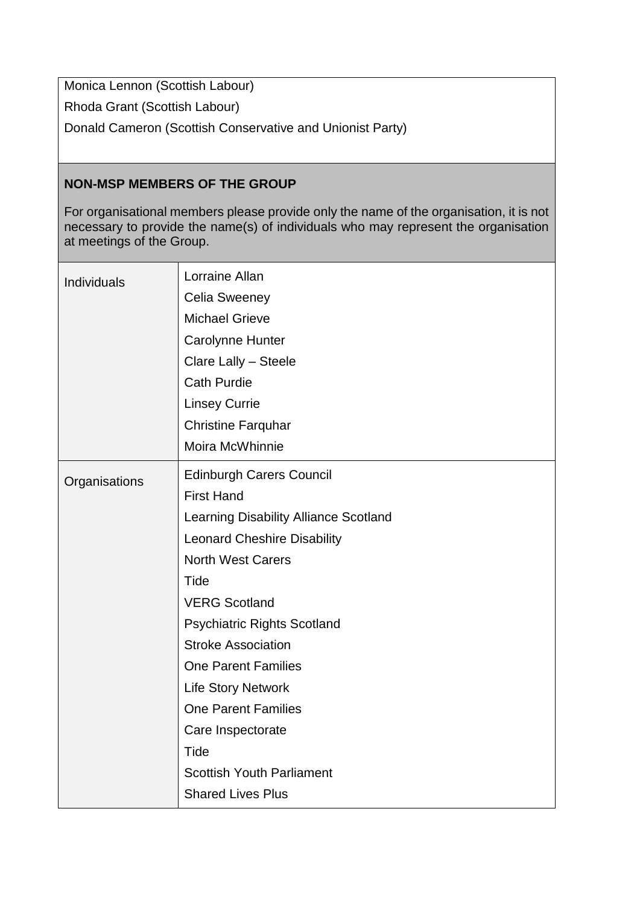Monica Lennon (Scottish Labour)

Rhoda Grant (Scottish Labour)

Donald Cameron (Scottish Conservative and Unionist Party)

**NON-MSP MEMBERS OF THE GROUP**

For organisational members please provide only the name of the organisation, it is not necessary to provide the name(s) of individuals who may represent the organisation at meetings of the Group.

| | |
|---|---|
| Individuals | Lorraine Allan<br>Celia Sweeney<br>Michael Grieve<br>Carolynne Hunter<br>Clare Lally – Steele<br>Cath Purdie<br>Linsey Currie<br>Christine Farquhar<br>Moira McWhinnie |
| Organisations | Edinburgh Carers Council<br>First Hand<br>Learning Disability Alliance Scotland<br>Leonard Cheshire Disability<br>North West Carers<br>Tide<br>VERG Scotland<br>Psychiatric Rights Scotland<br>Stroke Association<br>One Parent Families<br>Life Story Network<br>One Parent Families<br>Care Inspectorate<br>Tide<br>Scottish Youth Parliament<br>Shared Lives Plus |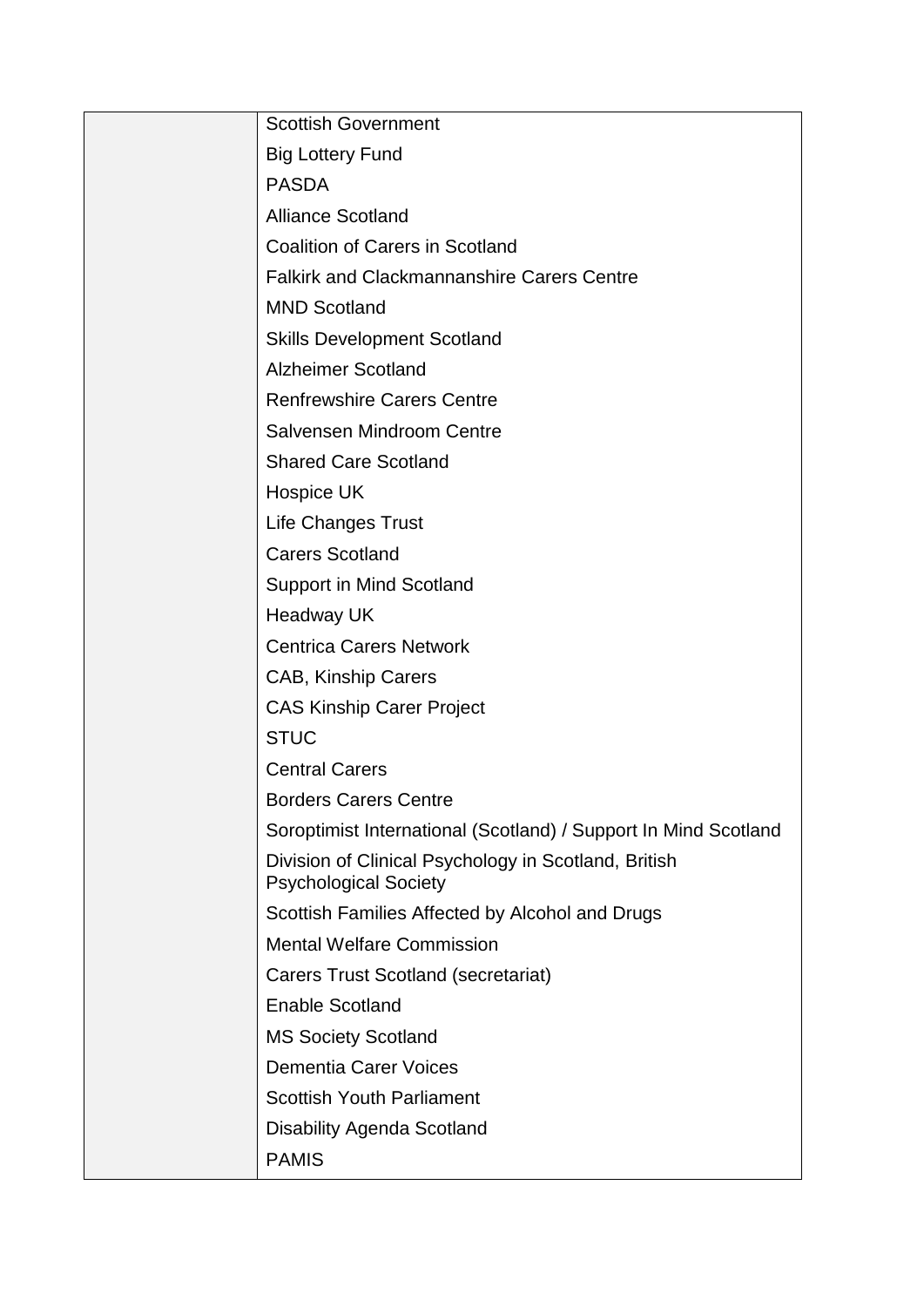| | |
|---|---|
| | Scottish Government |
| | Big Lottery Fund |
| | PASDA |
| | Alliance Scotland |
| | Coalition of Carers in Scotland |
| | Falkirk and Clackmannanshire Carers Centre |
| | MND Scotland |
| | Skills Development Scotland |
| | Alzheimer Scotland |
| | Renfrewshire Carers Centre |
| | Salvensen Mindroom Centre |
| | Shared Care Scotland |
| | Hospice UK |
| | Life Changes Trust |
| | Carers Scotland |
| | Support in Mind Scotland |
| | Headway UK |
| | Centrica Carers Network |
| | CAB, Kinship Carers |
| | CAS Kinship Carer Project |
| | STUC |
| | Central Carers |
| | Borders Carers Centre |
| | Soroptimist International (Scotland) / Support In Mind Scotland |
| | Division of Clinical Psychology in Scotland, British Psychological Society |
| | Scottish Families Affected by Alcohol and Drugs |
| | Mental Welfare Commission |
| | Carers Trust Scotland (secretariat) |
| | Enable Scotland |
| | MS Society Scotland |
| | Dementia Carer Voices |
| | Scottish Youth Parliament |
| | Disability Agenda Scotland |
| | PAMIS |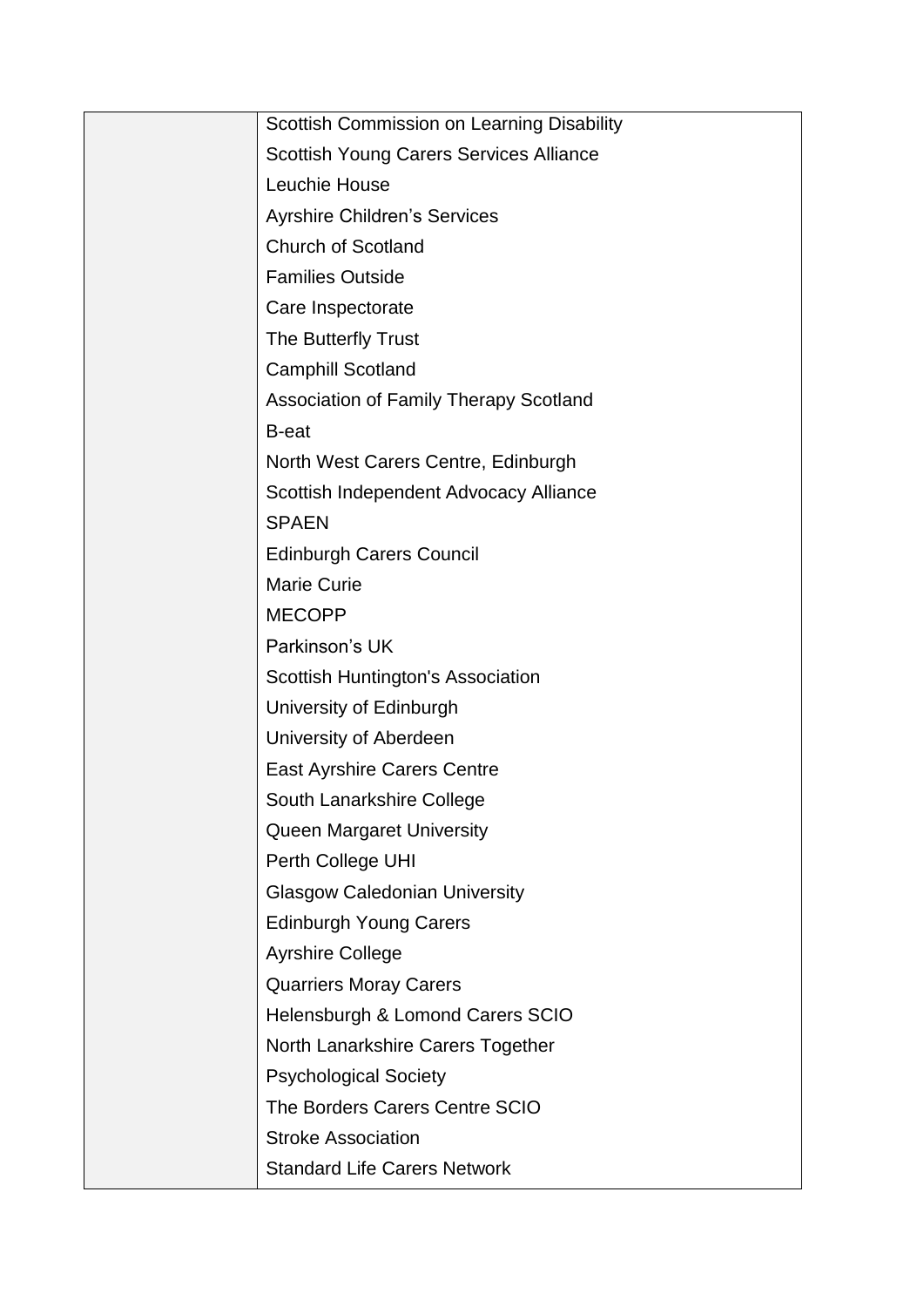| | |
|---|---|
| | Scottish Commission on Learning Disability<br>Scottish Young Carers Services Alliance<br>Leuchie House<br>Ayrshire Children's Services<br>Church of Scotland<br>Families Outside<br>Care Inspectorate<br>The Butterfly Trust<br>Camphill Scotland<br>Association of Family Therapy Scotland<br>B-eat<br>North West Carers Centre, Edinburgh<br>Scottish Independent Advocacy Alliance<br>SPAEN<br>Edinburgh Carers Council<br>Marie Curie<br>MECOPP<br>Parkinson's UK<br>Scottish Huntington's Association<br>University of Edinburgh<br>University of Aberdeen<br>East Ayrshire Carers Centre<br>South Lanarkshire College<br>Queen Margaret University<br>Perth College UHI<br>Glasgow Caledonian University<br>Edinburgh Young Carers<br>Ayrshire College<br>Quarriers Moray Carers<br>Helensburgh & Lomond Carers SCIO<br>North Lanarkshire Carers Together<br>Psychological Society<br>The Borders Carers Centre SCIO<br>Stroke Association<br>Standard Life Carers Network |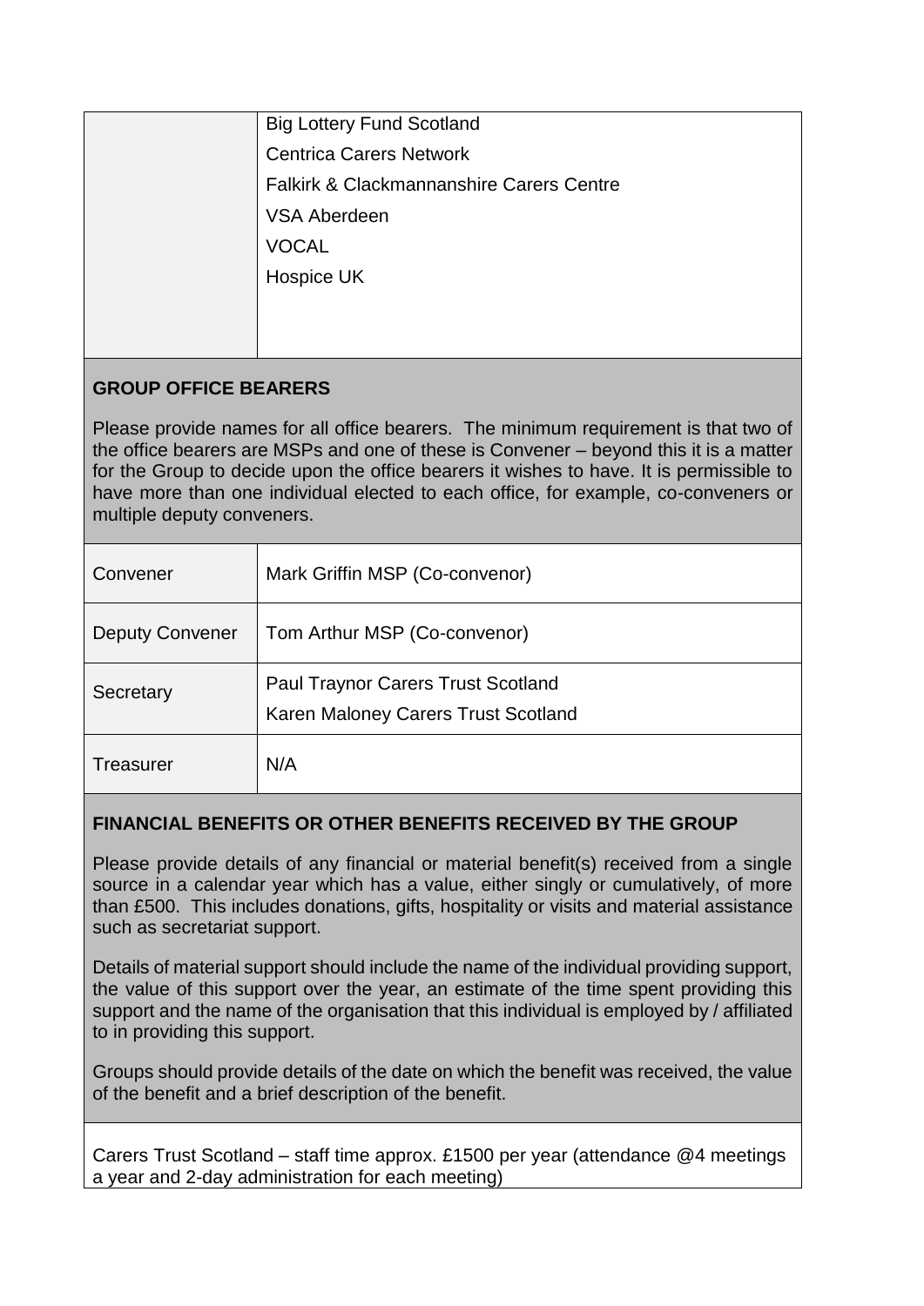| | |
|---|---|
| | Big Lottery Fund Scotland<br>Centrica Carers Network<br>Falkirk & Clackmannanshire Carers Centre<br>VSA Aberdeen<br>VOCAL<br>Hospice UK |

**GROUP OFFICE BEARERS**

Please provide names for all office bearers. The minimum requirement is that two of the office bearers are MSPs and one of these is Convener – beyond this it is a matter for the Group to decide upon the office bearers it wishes to have. It is permissible to have more than one individual elected to each office, for example, co-conveners or multiple deputy conveners.

| | |
|---|---|
| Convener | Mark Griffin MSP (Co-convenor) |
| Deputy Convener | Tom Arthur MSP (Co-convenor) |
| Secretary | Paul Traynor Carers Trust Scotland<br>Karen Maloney Carers Trust Scotland |
| Treasurer | N/A |

**FINANCIAL BENEFITS OR OTHER BENEFITS RECEIVED BY THE GROUP**

Please provide details of any financial or material benefit(s) received from a single source in a calendar year which has a value, either singly or cumulatively, of more than £500. This includes donations, gifts, hospitality or visits and material assistance such as secretariat support.

Details of material support should include the name of the individual providing support, the value of this support over the year, an estimate of the time spent providing this support and the name of the organisation that this individual is employed by / affiliated to in providing this support.

Groups should provide details of the date on which the benefit was received, the value of the benefit and a brief description of the benefit.

Carers Trust Scotland – staff time approx. £1500 per year (attendance @4 meetings a year and 2-day administration for each meeting)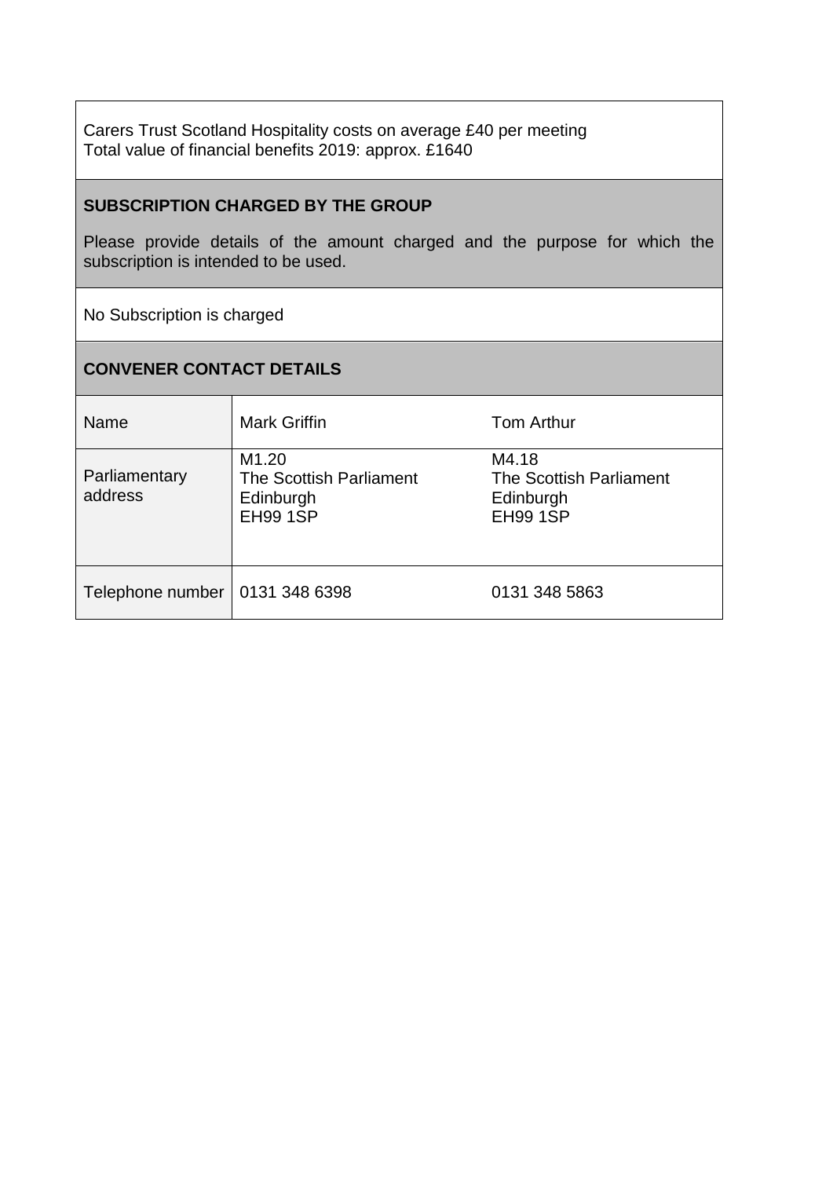Carers Trust Scotland Hospitality costs on average £40 per meeting
Total value of financial benefits 2019: approx. £1640

**SUBSCRIPTION CHARGED BY THE GROUP**

Please provide details of the amount charged and the purpose for which the subscription is intended to be used.

No Subscription is charged

**CONVENER CONTACT DETAILS**

| | | |
|---|---|---|
| Name | Mark Griffin | Tom Arthur |
| Parliamentary address | M1.20<br>The Scottish Parliament<br>Edinburgh<br>EH99 1SP | M4.18<br>The Scottish Parliament<br>Edinburgh<br>EH99 1SP |
| Telephone number | 0131 348 6398 | 0131 348 5863 |